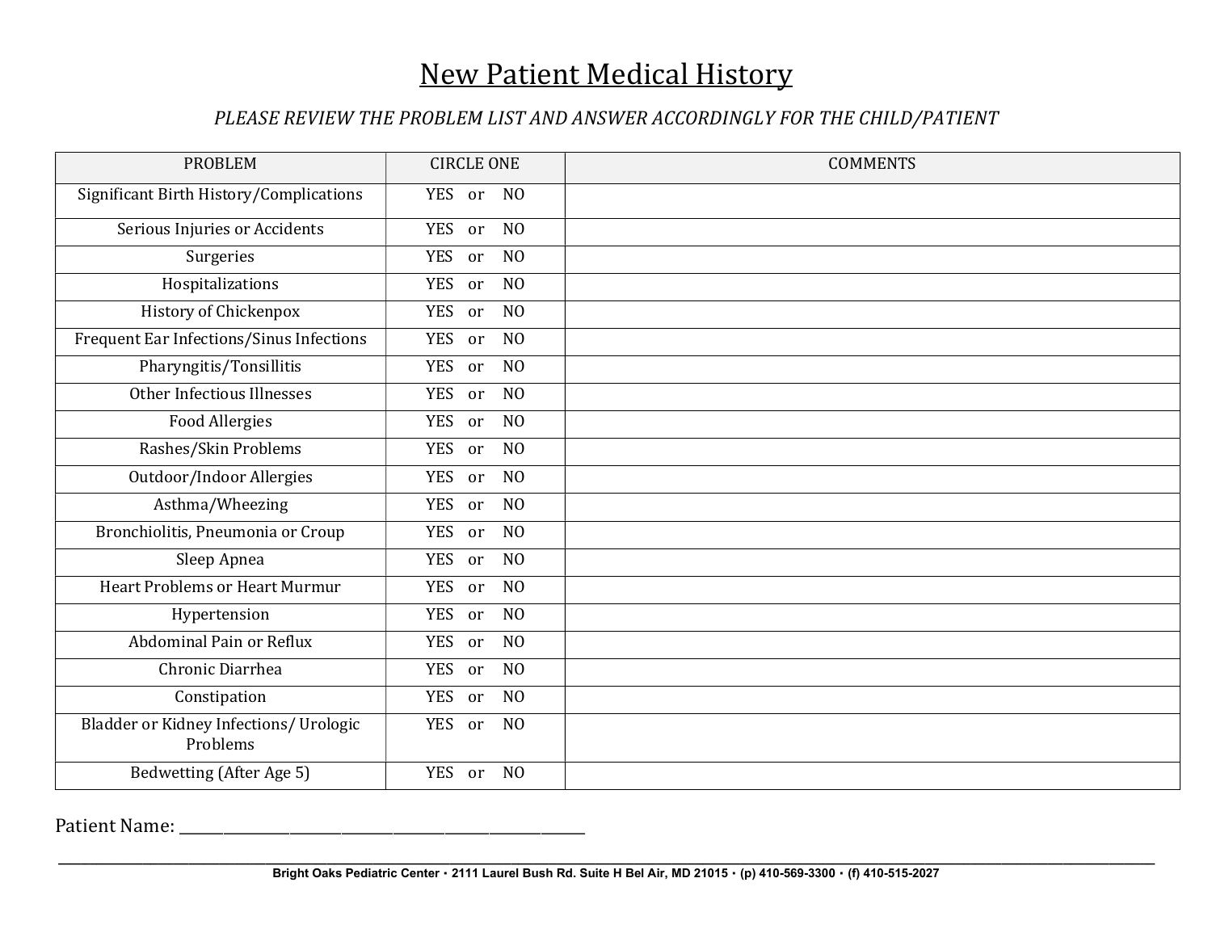# New Patient Medical History

*PLEASE REVIEW THE PROBLEM LIST AND ANSWER ACCORDINGLY FOR THE CHILD/PATIENT*

| PROBLEM | CIRCLE ONE | COMMENTS |
|---|---|---|
| Significant Birth History/Complications | YES or NO | |
| Serious Injuries or Accidents | YES or NO | |
| Surgeries | YES or NO | |
| Hospitalizations | YES or NO | |
| History of Chickenpox | YES or NO | |
| Frequent Ear Infections/Sinus Infections | YES or NO | |
| Pharyngitis/Tonsillitis | YES or NO | |
| Other Infectious Illnesses | YES or NO | |
| Food Allergies | YES or NO | |
| Rashes/Skin Problems | YES or NO | |
| Outdoor/Indoor Allergies | YES or NO | |
| Asthma/Wheezing | YES or NO | |
| Bronchiolitis, Pneumonia or Croup | YES or NO | |
| Sleep Apnea | YES or NO | |
| Heart Problems or Heart Murmur | YES or NO | |
| Hypertension | YES or NO | |
| Abdominal Pain or Reflux | YES or NO | |
| Chronic Diarrhea | YES or NO | |
| Constipation | YES or NO | |
| Bladder or Kidney Infections/ Urologic Problems | YES or NO | |
| Bedwetting (After Age 5) | YES or NO | |

Patient Name: ____________________________________________

**Bright Oaks Pediatric Center • 2111 Laurel Bush Rd. Suite H Bel Air, MD 21015 • (p) 410-569-3300 • (f) 410-515-2027**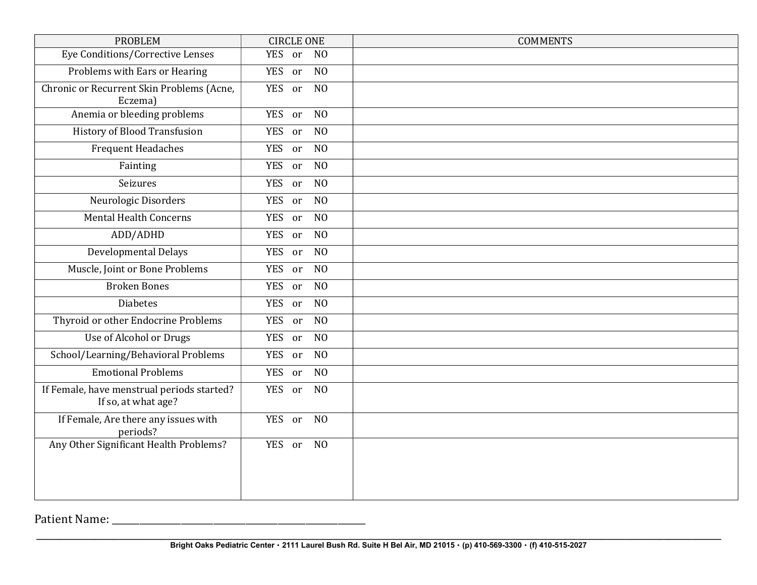| PROBLEM | CIRCLE ONE | COMMENTS |
|---|---|---|
| Eye Conditions/Corrective Lenses | YES or NO | |
| Problems with Ears or Hearing | YES or NO | |
| Chronic or Recurrent Skin Problems (Acne, Eczema) | YES or NO | |
| Anemia or bleeding problems | YES or NO | |
| History of Blood Transfusion | YES or NO | |
| Frequent Headaches | YES or NO | |
| Fainting | YES or NO | |
| Seizures | YES or NO | |
| Neurologic Disorders | YES or NO | |
| Mental Health Concerns | YES or NO | |
| ADD/ADHD | YES or NO | |
| Developmental Delays | YES or NO | |
| Muscle, Joint or Bone Problems | YES or NO | |
| Broken Bones | YES or NO | |
| Diabetes | YES or NO | |
| Thyroid or other Endocrine Problems | YES or NO | |
| Use of Alcohol or Drugs | YES or NO | |
| School/Learning/Behavioral Problems | YES or NO | |
| Emotional Problems | YES or NO | |
| If Female, have menstrual periods started? If so, at what age? | YES or NO | |
| If Female, Are there any issues with periods? | YES or NO | |
| Any Other Significant Health Problems? | YES or NO | |

Patient Name: ____________________________________________

Bright Oaks Pediatric Center • 2111 Laurel Bush Rd. Suite H Bel Air, MD 21015 • (p) 410-569-3300 • (f) 410-515-2027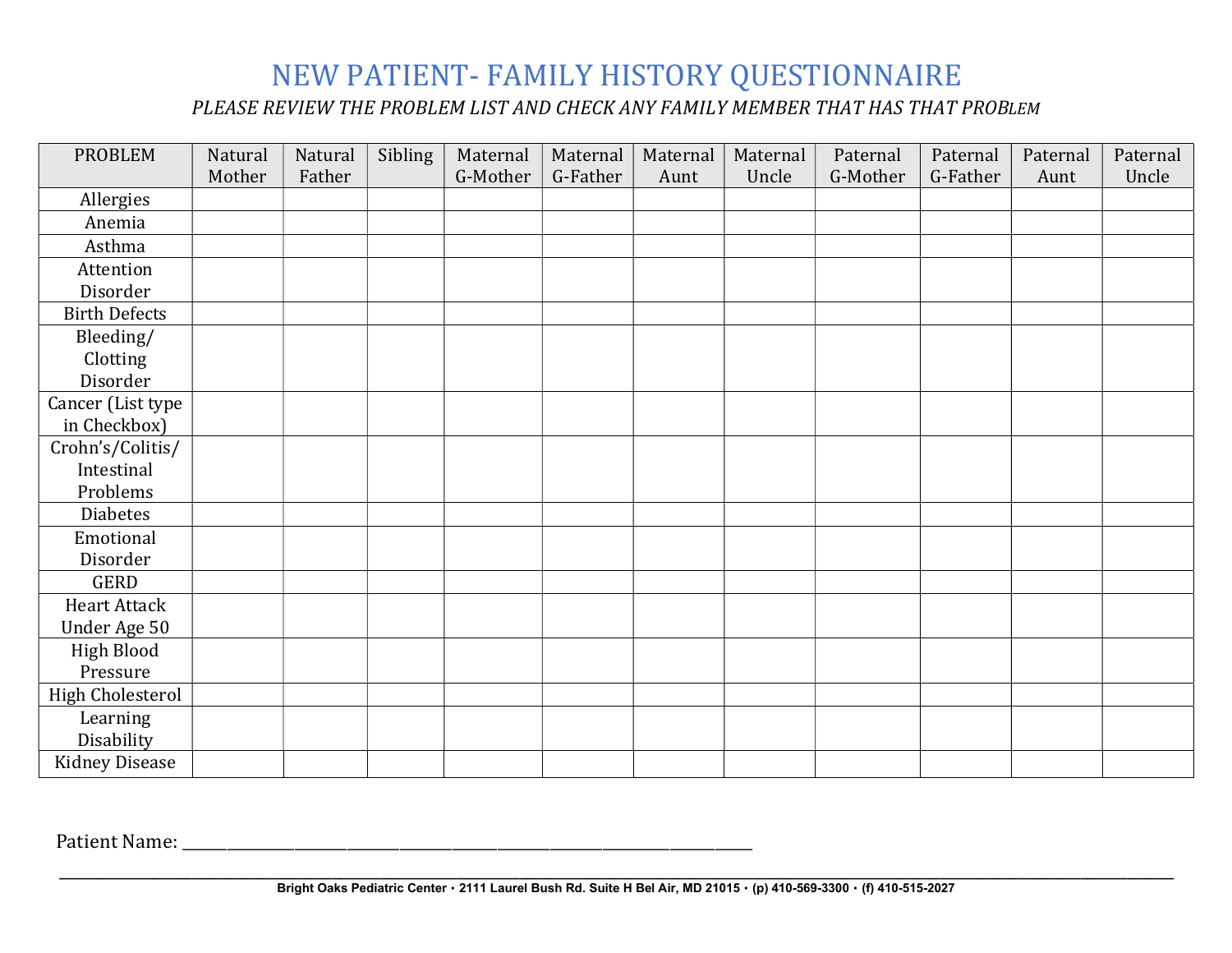# NEW PATIENT- FAMILY HISTORY QUESTIONNAIRE

*PLEASE REVIEW THE PROBLEM LIST AND CHECK ANY FAMILY MEMBER THAT HAS THAT PROBLEM*

| PROBLEM | Natural Mother | Natural Father | Sibling | Maternal G-Mother | Maternal G-Father | Maternal Aunt | Maternal Uncle | Paternal G-Mother | Paternal G-Father | Paternal Aunt | Paternal Uncle |
|---|---|---|---|---|---|---|---|---|---|---|---|
| Allergies | | | | | | | | | | | |
| Anemia | | | | | | | | | | | |
| Asthma | | | | | | | | | | | |
| Attention Disorder | | | | | | | | | | | |
| Birth Defects | | | | | | | | | | | |
| Bleeding/ Clotting Disorder | | | | | | | | | | | |
| Cancer (List type in Checkbox) | | | | | | | | | | | |
| Crohn's/Colitis/ Intestinal Problems | | | | | | | | | | | |
| Diabetes | | | | | | | | | | | |
| Emotional Disorder | | | | | | | | | | | |
| GERD | | | | | | | | | | | |
| Heart Attack Under Age 50 | | | | | | | | | | | |
| High Blood Pressure | | | | | | | | | | | |
| High Cholesterol | | | | | | | | | | | |
| Learning Disability | | | | | | | | | | | |
| Kidney Disease | | | | | | | | | | | |

Patient Name: ______________________________________________

**Bright Oaks Pediatric Center • 2111 Laurel Bush Rd. Suite H Bel Air, MD 21015 • (p) 410-569-3300 • (f) 410-515-2027**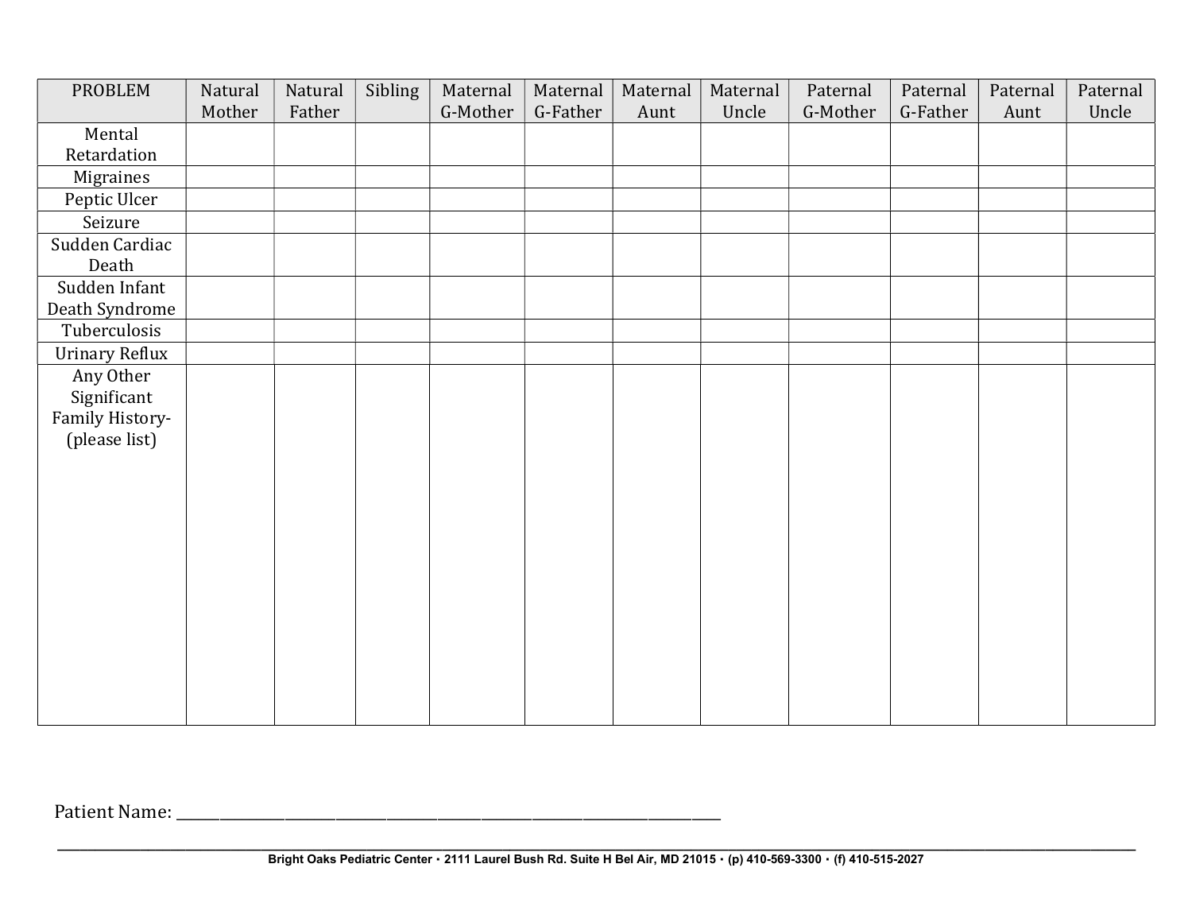| PROBLEM | Natural Mother | Natural Father | Sibling | Maternal G-Mother | Maternal G-Father | Maternal Aunt | Maternal Uncle | Paternal G-Mother | Paternal G-Father | Paternal Aunt | Paternal Uncle |
|---|---|---|---|---|---|---|---|---|---|---|---|
| Mental Retardation | | | | | | | | | | | |
| Migraines | | | | | | | | | | | |
| Peptic Ulcer | | | | | | | | | | | |
| Seizure | | | | | | | | | | | |
| Sudden Cardiac Death | | | | | | | | | | | |
| Sudden Infant Death Syndrome | | | | | | | | | | | |
| Tuberculosis | | | | | | | | | | | |
| Urinary Reflux | | | | | | | | | | | |
| Any Other Significant Family History- (please list) | | | | | | | | | | | |

Patient Name: ___________________________________________________________

Bright Oaks Pediatric Center • 2111 Laurel Bush Rd. Suite H Bel Air, MD 21015 • (p) 410-569-3300 • (f) 410-515-2027